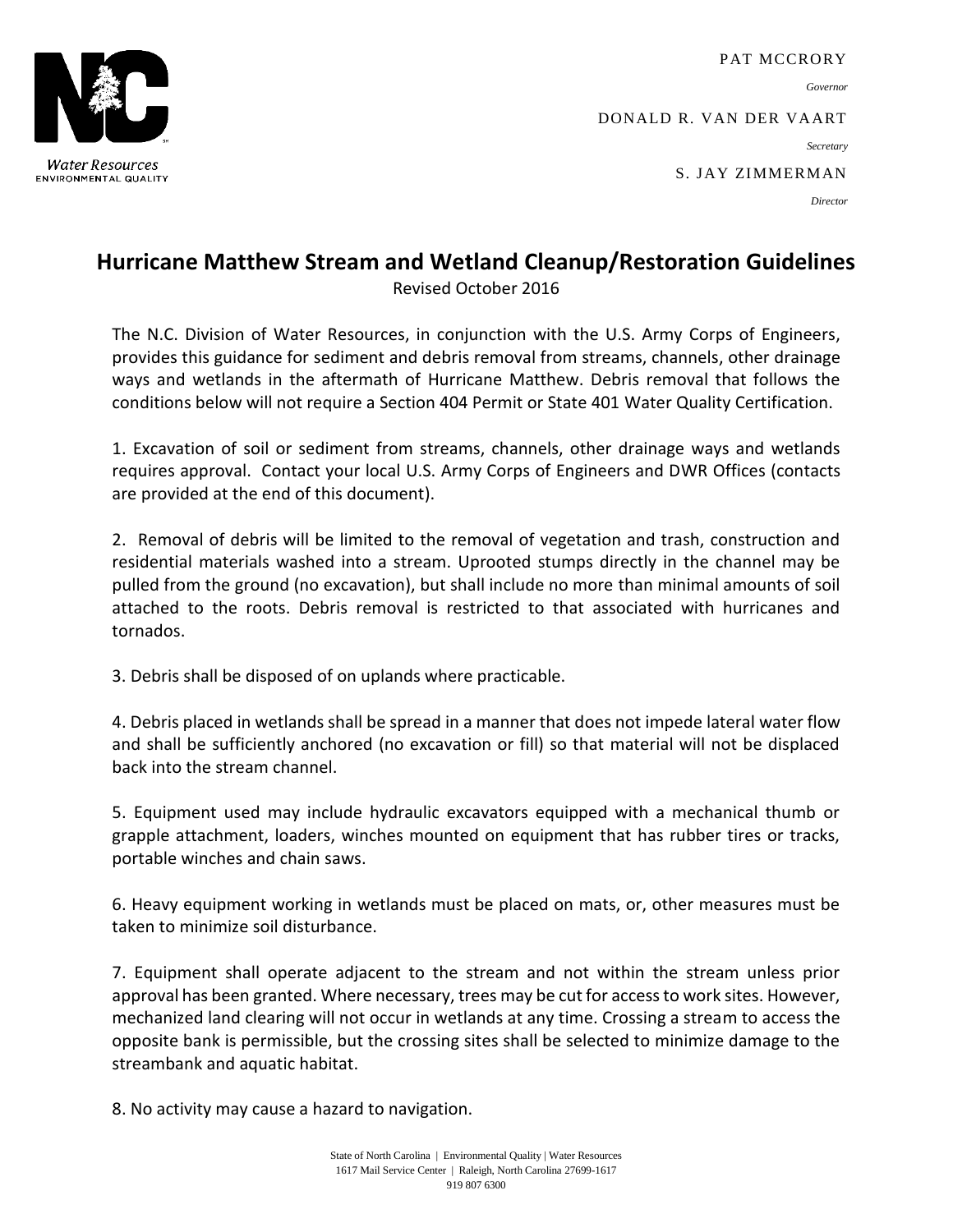Water Resources
ENVIRONMENTAL QUALITY

PAT MCCRORY
*Governor*

DONALD R. VAN DER VAART
*Secretary*

S. JAY ZIMMERMAN
*Director*

# Hurricane Matthew Stream and Wetland Cleanup/Restoration Guidelines

Revised October 2016

The N.C. Division of Water Resources, in conjunction with the U.S. Army Corps of Engineers, provides this guidance for sediment and debris removal from streams, channels, other drainage ways and wetlands in the aftermath of Hurricane Matthew. Debris removal that follows the conditions below will not require a Section 404 Permit or State 401 Water Quality Certification.

1. Excavation of soil or sediment from streams, channels, other drainage ways and wetlands requires approval. Contact your local U.S. Army Corps of Engineers and DWR Offices (contacts are provided at the end of this document).

2. Removal of debris will be limited to the removal of vegetation and trash, construction and residential materials washed into a stream. Uprooted stumps directly in the channel may be pulled from the ground (no excavation), but shall include no more than minimal amounts of soil attached to the roots. Debris removal is restricted to that associated with hurricanes and tornados.

3. Debris shall be disposed of on uplands where practicable.

4. Debris placed in wetlands shall be spread in a manner that does not impede lateral water flow and shall be sufficiently anchored (no excavation or fill) so that material will not be displaced back into the stream channel.

5. Equipment used may include hydraulic excavators equipped with a mechanical thumb or grapple attachment, loaders, winches mounted on equipment that has rubber tires or tracks, portable winches and chain saws.

6. Heavy equipment working in wetlands must be placed on mats, or, other measures must be taken to minimize soil disturbance.

7. Equipment shall operate adjacent to the stream and not within the stream unless prior approval has been granted. Where necessary, trees may be cut for access to work sites. However, mechanized land clearing will not occur in wetlands at any time. Crossing a stream to access the opposite bank is permissible, but the crossing sites shall be selected to minimize damage to the streambank and aquatic habitat.

8. No activity may cause a hazard to navigation.

State of North Carolina | Environmental Quality | Water Resources
1617 Mail Service Center | Raleigh, North Carolina 27699-1617
919 807 6300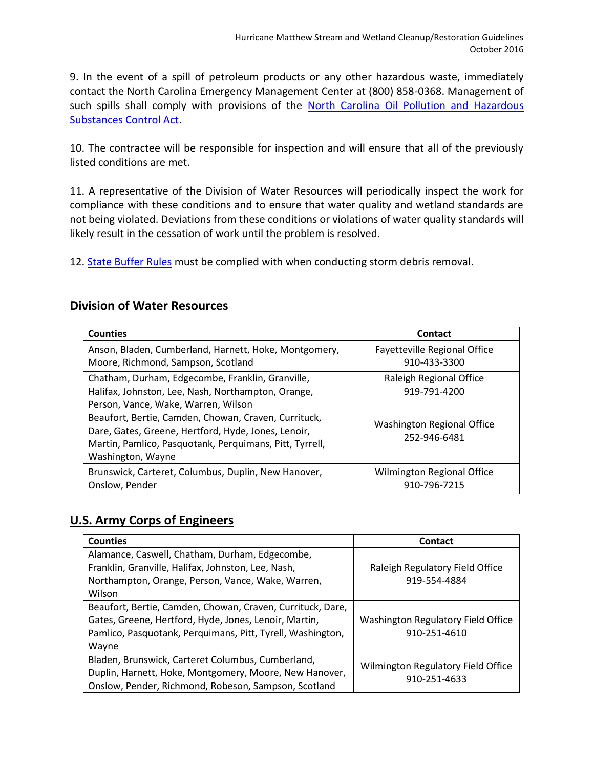9. In the event of a spill of petroleum products or any other hazardous waste, immediately contact the North Carolina Emergency Management Center at (800) 858-0368. Management of such spills shall comply with provisions of the North Carolina Oil Pollution and Hazardous Substances Control Act.

10. The contractee will be responsible for inspection and will ensure that all of the previously listed conditions are met.

11. A representative of the Division of Water Resources will periodically inspect the work for compliance with these conditions and to ensure that water quality and wetland standards are not being violated. Deviations from these conditions or violations of water quality standards will likely result in the cessation of work until the problem is resolved.

12. State Buffer Rules must be complied with when conducting storm debris removal.

## Division of Water Resources

| Counties | Contact |
| --- | --- |
| Anson, Bladen, Cumberland, Harnett, Hoke, Montgomery, Moore, Richmond, Sampson, Scotland | Fayetteville Regional Office 910-433-3300 |
| Chatham, Durham, Edgecombe, Franklin, Granville, Halifax, Johnston, Lee, Nash, Northampton, Orange, Person, Vance, Wake, Warren, Wilson | Raleigh Regional Office 919-791-4200 |
| Beaufort, Bertie, Camden, Chowan, Craven, Currituck, Dare, Gates, Greene, Hertford, Hyde, Jones, Lenoir, Martin, Pamlico, Pasquotank, Perquimans, Pitt, Tyrrell, Washington, Wayne | Washington Regional Office 252-946-6481 |
| Brunswick, Carteret, Columbus, Duplin, New Hanover, Onslow, Pender | Wilmington Regional Office 910-796-7215 |

## U.S. Army Corps of Engineers

| Counties | Contact |
| --- | --- |
| Alamance, Caswell, Chatham, Durham, Edgecombe, Franklin, Granville, Halifax, Johnston, Lee, Nash, Northampton, Orange, Person, Vance, Wake, Warren, Wilson | Raleigh Regulatory Field Office 919-554-4884 |
| Beaufort, Bertie, Camden, Chowan, Craven, Currituck, Dare, Gates, Greene, Hertford, Hyde, Jones, Lenoir, Martin, Pamlico, Pasquotank, Perquimans, Pitt, Tyrell, Washington, Wayne | Washington Regulatory Field Office 910-251-4610 |
| Bladen, Brunswick, Carteret Columbus, Cumberland, Duplin, Harnett, Hoke, Montgomery, Moore, New Hanover, Onslow, Pender, Richmond, Robeson, Sampson, Scotland | Wilmington Regulatory Field Office 910-251-4633 |